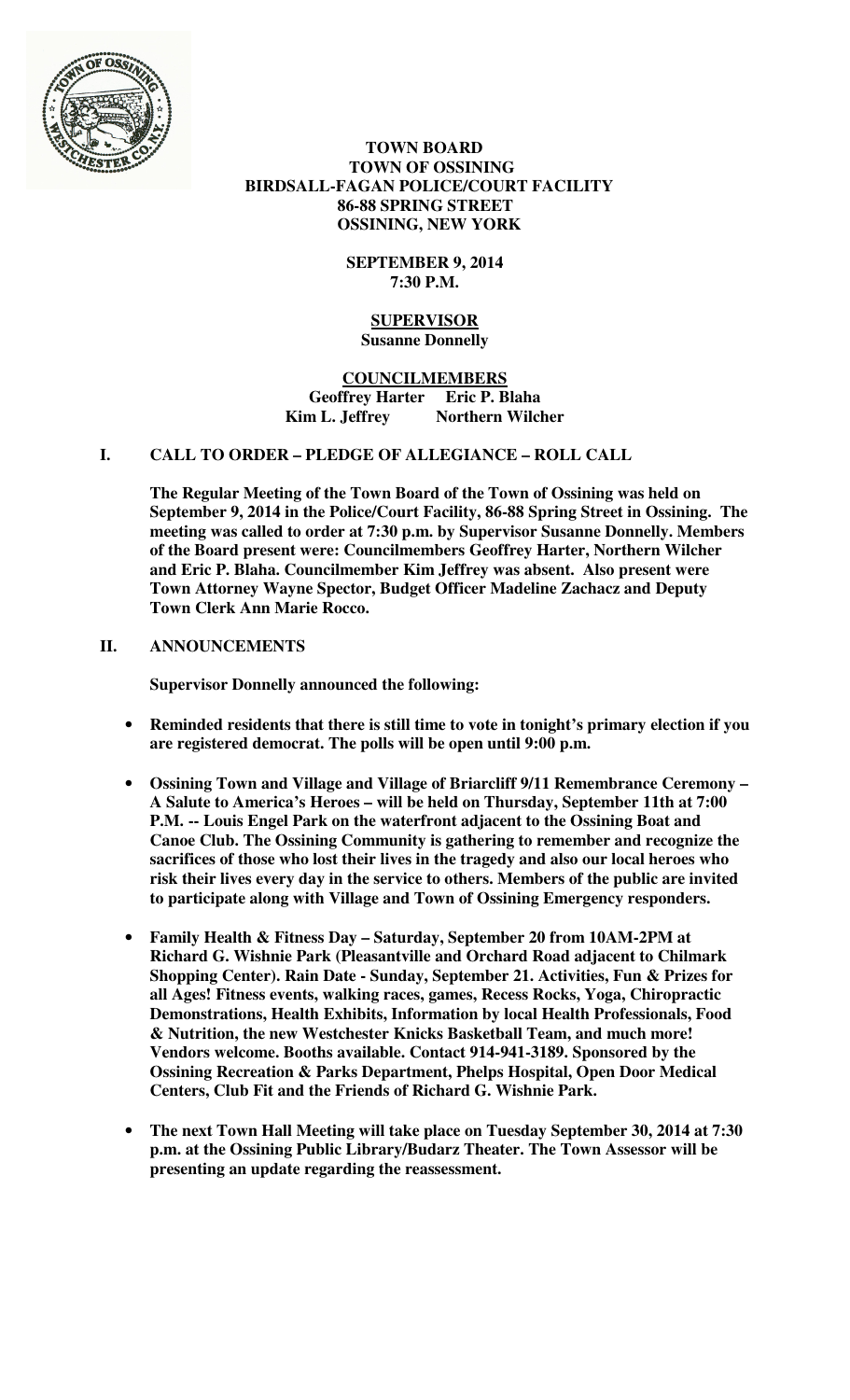**TOWN BOARD**
**TOWN OF OSSINING**
**BIRDSALL-FAGAN POLICE/COURT FACILITY**
**86-88 SPRING STREET**
**OSSINING, NEW YORK**

**SEPTEMBER 9, 2014**
**7:30 P.M.**

**SUPERVISOR**
**Susanne Donnelly**

**COUNCILMEMBERS**
**Geoffrey Harter     Eric P. Blaha**
**Kim L. Jeffrey     Northern Wilcher**

## I. CALL TO ORDER – PLEDGE OF ALLEGIANCE – ROLL CALL

**The Regular Meeting of the Town Board of the Town of Ossining was held on September 9, 2014 in the Police/Court Facility, 86-88 Spring Street in Ossining. The meeting was called to order at 7:30 p.m. by Supervisor Susanne Donnelly. Members of the Board present were: Councilmembers Geoffrey Harter, Northern Wilcher and Eric P. Blaha. Councilmember Kim Jeffrey was absent. Also present were Town Attorney Wayne Spector, Budget Officer Madeline Zachacz and Deputy Town Clerk Ann Marie Rocco.**

## II. ANNOUNCEMENTS

**Supervisor Donnelly announced the following:**

- **Reminded residents that there is still time to vote in tonight's primary election if you are registered democrat. The polls will be open until 9:00 p.m.**

- **Ossining Town and Village and Village of Briarcliff 9/11 Remembrance Ceremony – A Salute to America's Heroes – will be held on Thursday, September 11th at 7:00 P.M. -- Louis Engel Park on the waterfront adjacent to the Ossining Boat and Canoe Club. The Ossining Community is gathering to remember and recognize the sacrifices of those who lost their lives in the tragedy and also our local heroes who risk their lives every day in the service to others. Members of the public are invited to participate along with Village and Town of Ossining Emergency responders.**

- **Family Health & Fitness Day – Saturday, September 20 from 10AM-2PM at Richard G. Wishnie Park (Pleasantville and Orchard Road adjacent to Chilmark Shopping Center). Rain Date - Sunday, September 21. Activities, Fun & Prizes for all Ages! Fitness events, walking races, games, Recess Rocks, Yoga, Chiropractic Demonstrations, Health Exhibits, Information by local Health Professionals, Food & Nutrition, the new Westchester Knicks Basketball Team, and much more! Vendors welcome. Booths available. Contact 914-941-3189. Sponsored by the Ossining Recreation & Parks Department, Phelps Hospital, Open Door Medical Centers, Club Fit and the Friends of Richard G. Wishnie Park.**

- **The next Town Hall Meeting will take place on Tuesday September 30, 2014 at 7:30 p.m. at the Ossining Public Library/Budarz Theater. The Town Assessor will be presenting an update regarding the reassessment.**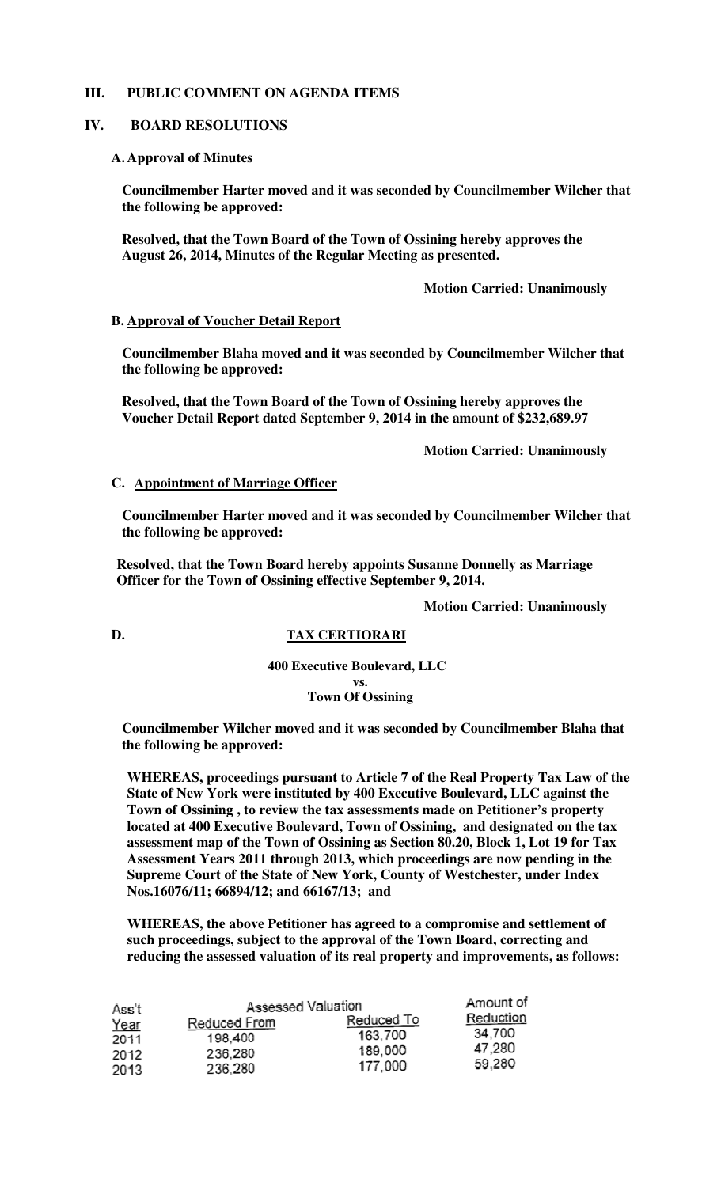## III. PUBLIC COMMENT ON AGENDA ITEMS

## IV. BOARD RESOLUTIONS

### A. Approval of Minutes

**Councilmember Harter moved and it was seconded by Councilmember Wilcher that the following be approved:**

**Resolved, that the Town Board of the Town of Ossining hereby approves the August 26, 2014, Minutes of the Regular Meeting as presented.**

**Motion Carried: Unanimously**

### B. Approval of Voucher Detail Report

**Councilmember Blaha moved and it was seconded by Councilmember Wilcher that the following be approved:**

**Resolved, that the Town Board of the Town of Ossining hereby approves the Voucher Detail Report dated September 9, 2014 in the amount of $232,689.97**

**Motion Carried: Unanimously**

### C. Appointment of Marriage Officer

**Councilmember Harter moved and it was seconded by Councilmember Wilcher that the following be approved:**

**Resolved, that the Town Board hereby appoints Susanne Donnelly as Marriage Officer for the Town of Ossining effective September 9, 2014.**

**Motion Carried: Unanimously**

### D. TAX CERTIORARI

**400 Executive Boulevard, LLC**
**vs.**
**Town Of Ossining**

**Councilmember Wilcher moved and it was seconded by Councilmember Blaha that the following be approved:**

**WHEREAS, proceedings pursuant to Article 7 of the Real Property Tax Law of the State of New York were instituted by 400 Executive Boulevard, LLC against the Town of Ossining , to review the tax assessments made on Petitioner's property located at 400 Executive Boulevard, Town of Ossining, and designated on the tax assessment map of the Town of Ossining as Section 80.20, Block 1, Lot 19 for Tax Assessment Years 2011 through 2013, which proceedings are now pending in the Supreme Court of the State of New York, County of Westchester, under Index Nos.16076/11; 66894/12; and 66167/13; and**

**WHEREAS, the above Petitioner has agreed to a compromise and settlement of such proceedings, subject to the approval of the Town Board, correcting and reducing the assessed valuation of its real property and improvements, as follows:**

| Ass't Year | Assessed Valuation | | Amount of Reduction |
|---|---|---|---|
| | Reduced From | Reduced To | |
| 2011 | 198,400 | 163,700 | 34,700 |
| 2012 | 236,280 | 189,000 | 47,280 |
| 2013 | 236,280 | 177,000 | 59,280 |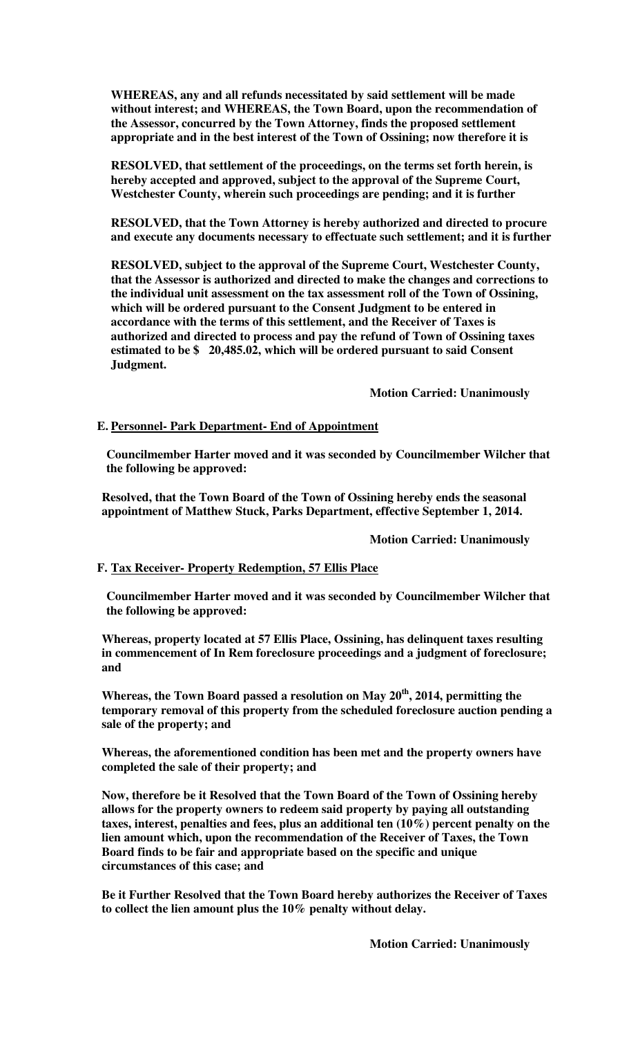**WHEREAS, any and all refunds necessitated by said settlement will be made without interest; and WHEREAS, the Town Board, upon the recommendation of the Assessor, concurred by the Town Attorney, finds the proposed settlement appropriate and in the best interest of the Town of Ossining; now therefore it is**

**RESOLVED, that settlement of the proceedings, on the terms set forth herein, is hereby accepted and approved, subject to the approval of the Supreme Court, Westchester County, wherein such proceedings are pending; and it is further**

**RESOLVED, that the Town Attorney is hereby authorized and directed to procure and execute any documents necessary to effectuate such settlement; and it is further**

**RESOLVED, subject to the approval of the Supreme Court, Westchester County, that the Assessor is authorized and directed to make the changes and corrections to the individual unit assessment on the tax assessment roll of the Town of Ossining, which will be ordered pursuant to the Consent Judgment to be entered in accordance with the terms of this settlement, and the Receiver of Taxes is authorized and directed to process and pay the refund of Town of Ossining taxes estimated to be $ 20,485.02, which will be ordered pursuant to said Consent Judgment.**

**Motion Carried: Unanimously**

**E. <u>Personnel- Park Department- End of Appointment</u>**

**Councilmember Harter moved and it was seconded by Councilmember Wilcher that the following be approved:**

**Resolved, that the Town Board of the Town of Ossining hereby ends the seasonal appointment of Matthew Stuck, Parks Department, effective September 1, 2014.**

**Motion Carried: Unanimously**

**F. <u>Tax Receiver- Property Redemption, 57 Ellis Place</u>**

**Councilmember Harter moved and it was seconded by Councilmember Wilcher that the following be approved:**

**Whereas, property located at 57 Ellis Place, Ossining, has delinquent taxes resulting in commencement of In Rem foreclosure proceedings and a judgment of foreclosure; and**

**Whereas, the Town Board passed a resolution on May 20th, 2014, permitting the temporary removal of this property from the scheduled foreclosure auction pending a sale of the property; and**

**Whereas, the aforementioned condition has been met and the property owners have completed the sale of their property; and**

**Now, therefore be it Resolved that the Town Board of the Town of Ossining hereby allows for the property owners to redeem said property by paying all outstanding taxes, interest, penalties and fees, plus an additional ten (10%) percent penalty on the lien amount which, upon the recommendation of the Receiver of Taxes, the Town Board finds to be fair and appropriate based on the specific and unique circumstances of this case; and**

**Be it Further Resolved that the Town Board hereby authorizes the Receiver of Taxes to collect the lien amount plus the 10% penalty without delay.**

**Motion Carried: Unanimously**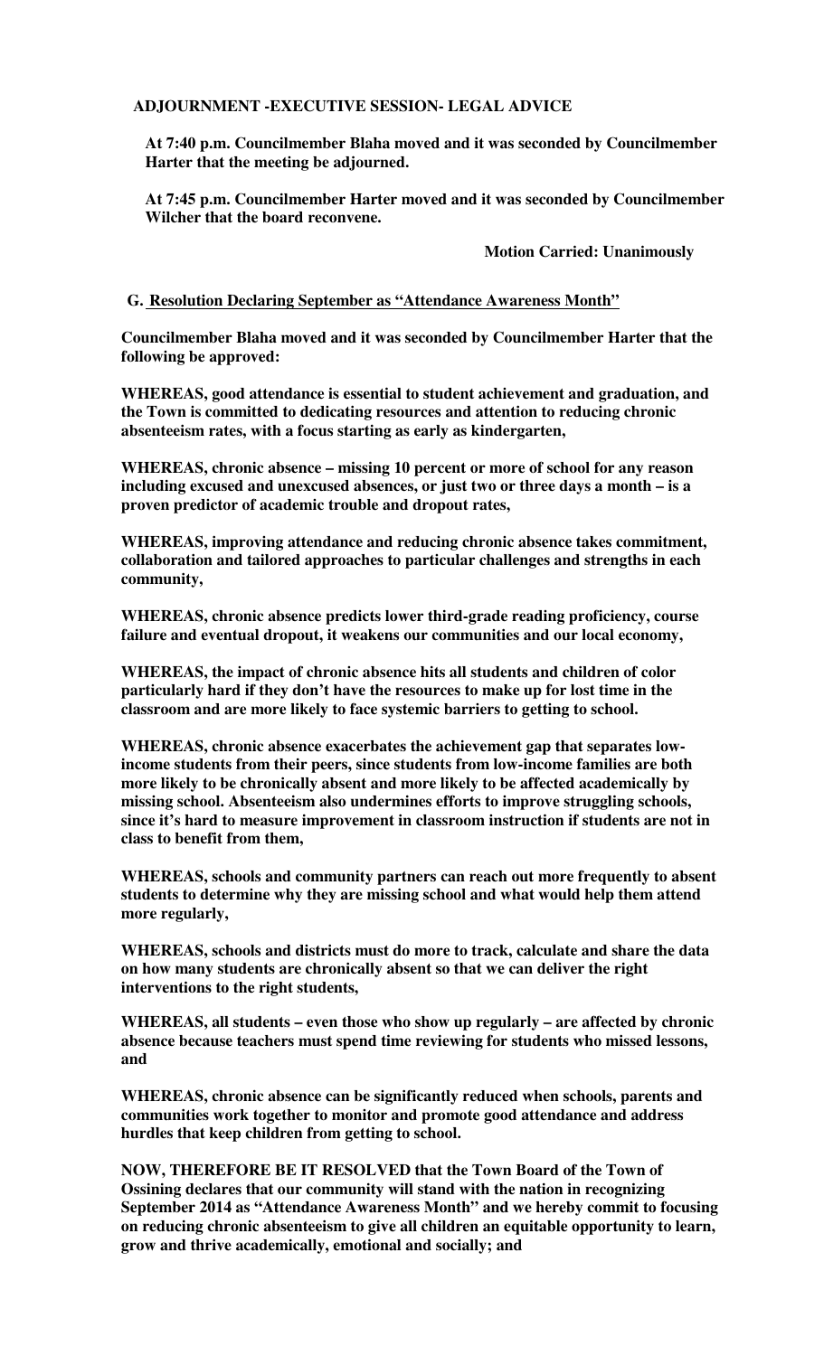**ADJOURNMENT -EXECUTIVE SESSION- LEGAL ADVICE**

**At 7:40 p.m. Councilmember Blaha moved and it was seconded by Councilmember Harter that the meeting be adjourned.**

**At 7:45 p.m. Councilmember Harter moved and it was seconded by Councilmember Wilcher that the board reconvene.**

**Motion Carried: Unanimously**

**G. Resolution Declaring September as "Attendance Awareness Month"**

**Councilmember Blaha moved and it was seconded by Councilmember Harter that the following be approved:**

**WHEREAS, good attendance is essential to student achievement and graduation, and the Town is committed to dedicating resources and attention to reducing chronic absenteeism rates, with a focus starting as early as kindergarten,**

**WHEREAS, chronic absence – missing 10 percent or more of school for any reason including excused and unexcused absences, or just two or three days a month – is a proven predictor of academic trouble and dropout rates,**

**WHEREAS, improving attendance and reducing chronic absence takes commitment, collaboration and tailored approaches to particular challenges and strengths in each community,**

**WHEREAS, chronic absence predicts lower third-grade reading proficiency, course failure and eventual dropout, it weakens our communities and our local economy,**

**WHEREAS, the impact of chronic absence hits all students and children of color particularly hard if they don't have the resources to make up for lost time in the classroom and are more likely to face systemic barriers to getting to school.**

**WHEREAS, chronic absence exacerbates the achievement gap that separates low-income students from their peers, since students from low-income families are both more likely to be chronically absent and more likely to be affected academically by missing school. Absenteeism also undermines efforts to improve struggling schools, since it's hard to measure improvement in classroom instruction if students are not in class to benefit from them,**

**WHEREAS, schools and community partners can reach out more frequently to absent students to determine why they are missing school and what would help them attend more regularly,**

**WHEREAS, schools and districts must do more to track, calculate and share the data on how many students are chronically absent so that we can deliver the right interventions to the right students,**

**WHEREAS, all students – even those who show up regularly – are affected by chronic absence because teachers must spend time reviewing for students who missed lessons, and**

**WHEREAS, chronic absence can be significantly reduced when schools, parents and communities work together to monitor and promote good attendance and address hurdles that keep children from getting to school.**

**NOW, THEREFORE BE IT RESOLVED that the Town Board of the Town of Ossining declares that our community will stand with the nation in recognizing September 2014 as "Attendance Awareness Month" and we hereby commit to focusing on reducing chronic absenteeism to give all children an equitable opportunity to learn, grow and thrive academically, emotional and socially; and**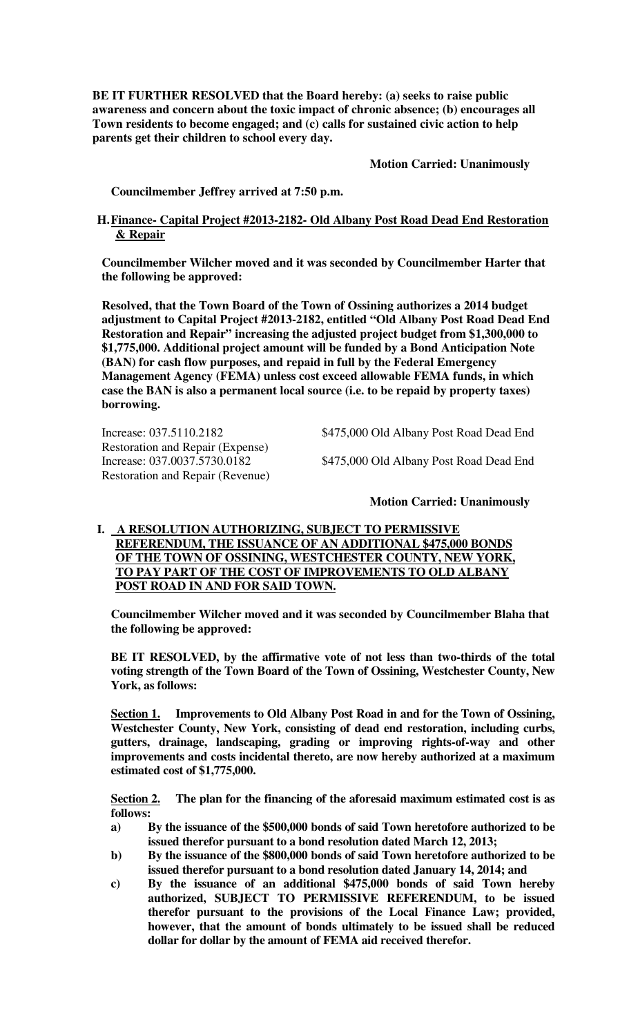**BE IT FURTHER RESOLVED that the Board hereby: (a) seeks to raise public awareness and concern about the toxic impact of chronic absence; (b) encourages all Town residents to become engaged; and (c) calls for sustained civic action to help parents get their children to school every day.**

**Motion Carried: Unanimously**

**Councilmember Jeffrey arrived at 7:50 p.m.**

## H. Finance- Capital Project #2013-2182- Old Albany Post Road Dead End Restoration & Repair

**Councilmember Wilcher moved and it was seconded by Councilmember Harter that the following be approved:**

**Resolved, that the Town Board of the Town of Ossining authorizes a 2014 budget adjustment to Capital Project #2013-2182, entitled "Old Albany Post Road Dead End Restoration and Repair" increasing the adjusted project budget from $1,300,000 to $1,775,000. Additional project amount will be funded by a Bond Anticipation Note (BAN) for cash flow purposes, and repaid in full by the Federal Emergency Management Agency (FEMA) unless cost exceed allowable FEMA funds, in which case the BAN is also a permanent local source (i.e. to be repaid by property taxes) borrowing.**

| | |
|---|---|
| Increase: 037.5110.2182 Restoration and Repair (Expense) | $475,000 Old Albany Post Road Dead End |
| Increase: 037.0037.5730.0182 Restoration and Repair (Revenue) | $475,000 Old Albany Post Road Dead End |

**Motion Carried: Unanimously**

## I. A RESOLUTION AUTHORIZING, SUBJECT TO PERMISSIVE REFERENDUM, THE ISSUANCE OF AN ADDITIONAL $475,000 BONDS OF THE TOWN OF OSSINING, WESTCHESTER COUNTY, NEW YORK, TO PAY PART OF THE COST OF IMPROVEMENTS TO OLD ALBANY POST ROAD IN AND FOR SAID TOWN.

**Councilmember Wilcher moved and it was seconded by Councilmember Blaha that the following be approved:**

**BE IT RESOLVED, by the affirmative vote of not less than two-thirds of the total voting strength of the Town Board of the Town of Ossining, Westchester County, New York, as follows:**

**Section 1. Improvements to Old Albany Post Road in and for the Town of Ossining, Westchester County, New York, consisting of dead end restoration, including curbs, gutters, drainage, landscaping, grading or improving rights-of-way and other improvements and costs incidental thereto, are now hereby authorized at a maximum estimated cost of $1,775,000.**

**Section 2. The plan for the financing of the aforesaid maximum estimated cost is as follows:**

- **a) By the issuance of the $500,000 bonds of said Town heretofore authorized to be issued therefor pursuant to a bond resolution dated March 12, 2013;**
- **b) By the issuance of the $800,000 bonds of said Town heretofore authorized to be issued therefor pursuant to a bond resolution dated January 14, 2014; and**
- **c) By the issuance of an additional $475,000 bonds of said Town hereby authorized, SUBJECT TO PERMISSIVE REFERENDUM, to be issued therefor pursuant to the provisions of the Local Finance Law; provided, however, that the amount of bonds ultimately to be issued shall be reduced dollar for dollar by the amount of FEMA aid received therefor.**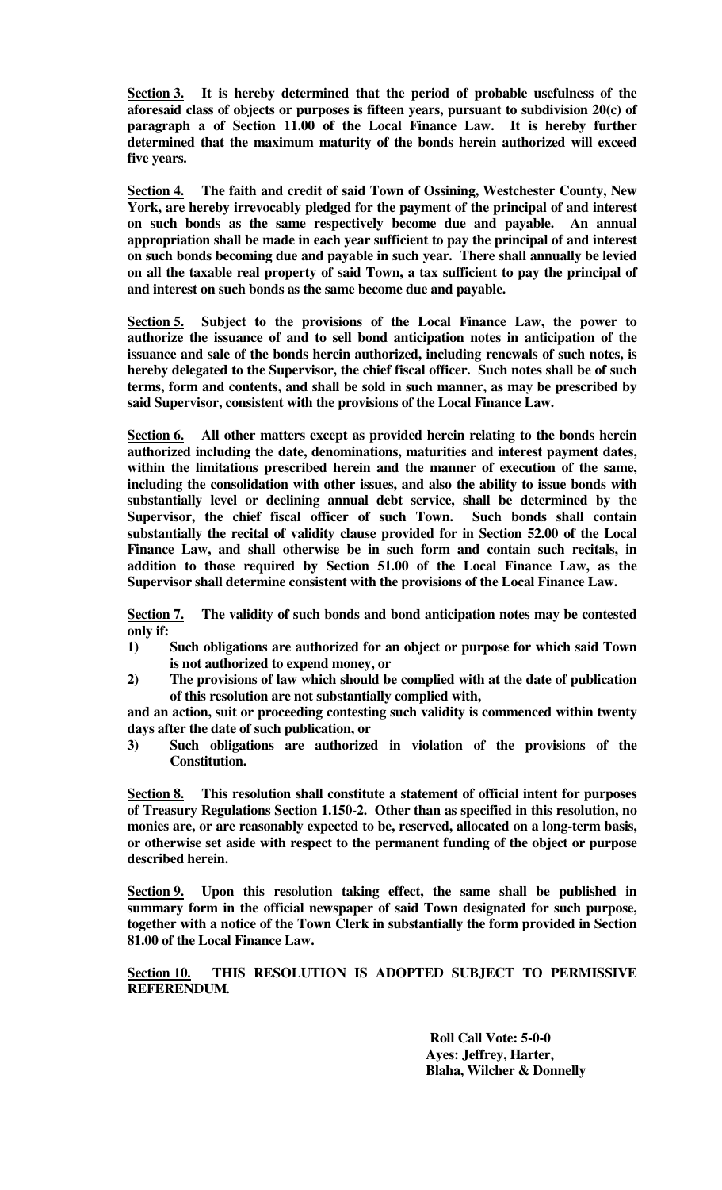**Section 3. It is hereby determined that the period of probable usefulness of the aforesaid class of objects or purposes is fifteen years, pursuant to subdivision 20(c) of paragraph a of Section 11.00 of the Local Finance Law. It is hereby further determined that the maximum maturity of the bonds herein authorized will exceed five years.**

**Section 4. The faith and credit of said Town of Ossining, Westchester County, New York, are hereby irrevocably pledged for the payment of the principal of and interest on such bonds as the same respectively become due and payable. An annual appropriation shall be made in each year sufficient to pay the principal of and interest on such bonds becoming due and payable in such year. There shall annually be levied on all the taxable real property of said Town, a tax sufficient to pay the principal of and interest on such bonds as the same become due and payable.**

**Section 5. Subject to the provisions of the Local Finance Law, the power to authorize the issuance of and to sell bond anticipation notes in anticipation of the issuance and sale of the bonds herein authorized, including renewals of such notes, is hereby delegated to the Supervisor, the chief fiscal officer. Such notes shall be of such terms, form and contents, and shall be sold in such manner, as may be prescribed by said Supervisor, consistent with the provisions of the Local Finance Law.**

**Section 6. All other matters except as provided herein relating to the bonds herein authorized including the date, denominations, maturities and interest payment dates, within the limitations prescribed herein and the manner of execution of the same, including the consolidation with other issues, and also the ability to issue bonds with substantially level or declining annual debt service, shall be determined by the Supervisor, the chief fiscal officer of such Town. Such bonds shall contain substantially the recital of validity clause provided for in Section 52.00 of the Local Finance Law, and shall otherwise be in such form and contain such recitals, in addition to those required by Section 51.00 of the Local Finance Law, as the Supervisor shall determine consistent with the provisions of the Local Finance Law.**

**Section 7. The validity of such bonds and bond anticipation notes may be contested only if:**

**1) Such obligations are authorized for an object or purpose for which said Town is not authorized to expend money, or**

**2) The provisions of law which should be complied with at the date of publication of this resolution are not substantially complied with,**

**and an action, suit or proceeding contesting such validity is commenced within twenty days after the date of such publication, or**

**3) Such obligations are authorized in violation of the provisions of the Constitution.**

**Section 8. This resolution shall constitute a statement of official intent for purposes of Treasury Regulations Section 1.150-2. Other than as specified in this resolution, no monies are, or are reasonably expected to be, reserved, allocated on a long-term basis, or otherwise set aside with respect to the permanent funding of the object or purpose described herein.**

**Section 9. Upon this resolution taking effect, the same shall be published in summary form in the official newspaper of said Town designated for such purpose, together with a notice of the Town Clerk in substantially the form provided in Section 81.00 of the Local Finance Law.**

**Section 10. THIS RESOLUTION IS ADOPTED SUBJECT TO PERMISSIVE REFERENDUM.**

**Roll Call Vote: 5-0-0**
**Ayes: Jeffrey, Harter, Blaha, Wilcher & Donnelly**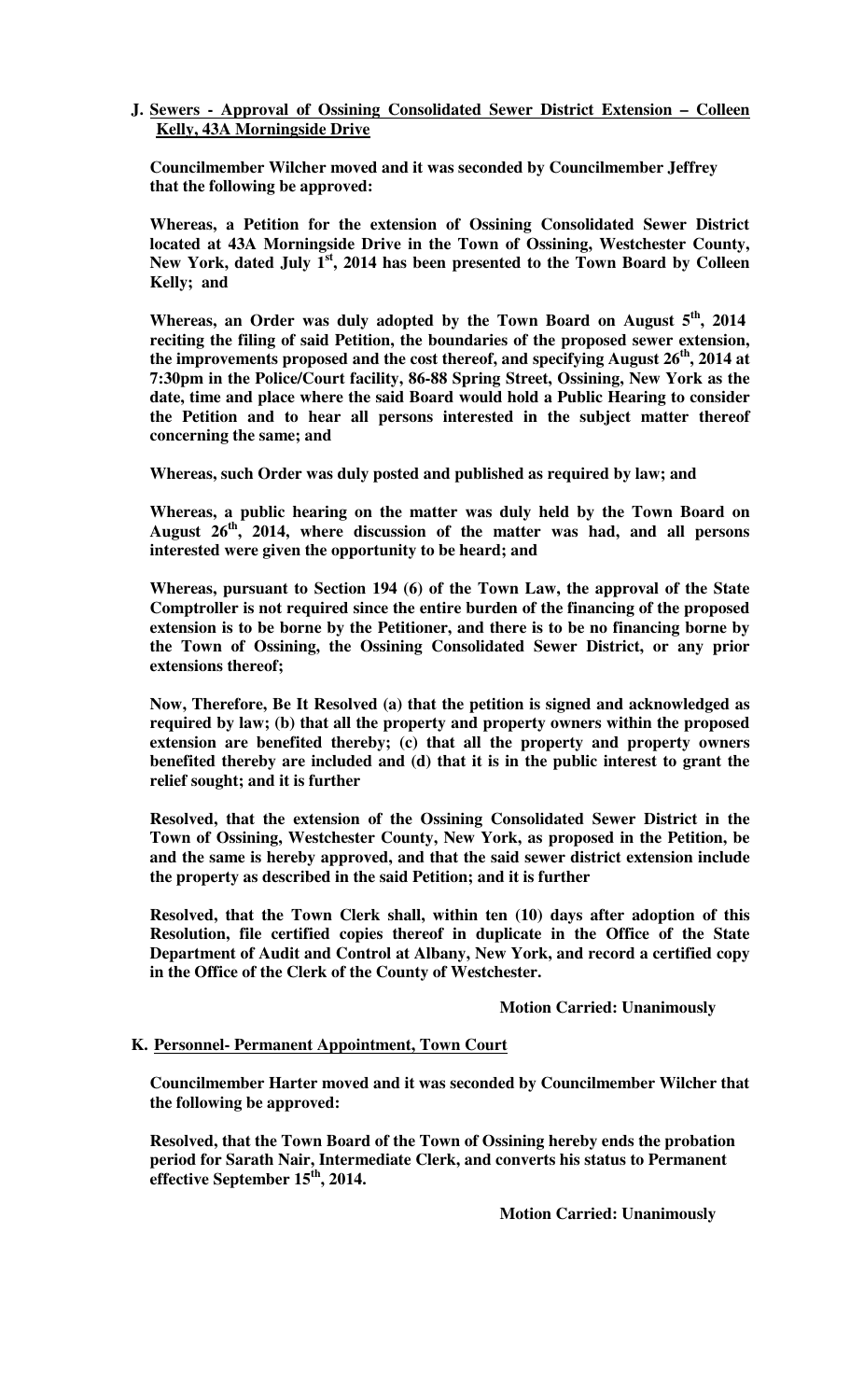**J. <u>Sewers - Approval of Ossining Consolidated Sewer District Extension – Colleen Kelly, 43A Morningside Drive</u>**

**Councilmember Wilcher moved and it was seconded by Councilmember Jeffrey that the following be approved:**

**Whereas, a Petition for the extension of Ossining Consolidated Sewer District located at 43A Morningside Drive in the Town of Ossining, Westchester County, New York, dated July 1st, 2014 has been presented to the Town Board by Colleen Kelly; and**

**Whereas, an Order was duly adopted by the Town Board on August 5th, 2014 reciting the filing of said Petition, the boundaries of the proposed sewer extension, the improvements proposed and the cost thereof, and specifying August 26th, 2014 at 7:30pm in the Police/Court facility, 86-88 Spring Street, Ossining, New York as the date, time and place where the said Board would hold a Public Hearing to consider the Petition and to hear all persons interested in the subject matter thereof concerning the same; and**

**Whereas, such Order was duly posted and published as required by law; and**

**Whereas, a public hearing on the matter was duly held by the Town Board on August 26th, 2014, where discussion of the matter was had, and all persons interested were given the opportunity to be heard; and**

**Whereas, pursuant to Section 194 (6) of the Town Law, the approval of the State Comptroller is not required since the entire burden of the financing of the proposed extension is to be borne by the Petitioner, and there is to be no financing borne by the Town of Ossining, the Ossining Consolidated Sewer District, or any prior extensions thereof;**

**Now, Therefore, Be It Resolved (a) that the petition is signed and acknowledged as required by law; (b) that all the property and property owners within the proposed extension are benefited thereby; (c) that all the property and property owners benefited thereby are included and (d) that it is in the public interest to grant the relief sought; and it is further**

**Resolved, that the extension of the Ossining Consolidated Sewer District in the Town of Ossining, Westchester County, New York, as proposed in the Petition, be and the same is hereby approved, and that the said sewer district extension include the property as described in the said Petition; and it is further**

**Resolved, that the Town Clerk shall, within ten (10) days after adoption of this Resolution, file certified copies thereof in duplicate in the Office of the State Department of Audit and Control at Albany, New York, and record a certified copy in the Office of the Clerk of the County of Westchester.**

**Motion Carried: Unanimously**

**K. <u>Personnel- Permanent Appointment, Town Court</u>**

**Councilmember Harter moved and it was seconded by Councilmember Wilcher that the following be approved:**

**Resolved, that the Town Board of the Town of Ossining hereby ends the probation period for Sarath Nair, Intermediate Clerk, and converts his status to Permanent effective September 15th, 2014.**

**Motion Carried: Unanimously**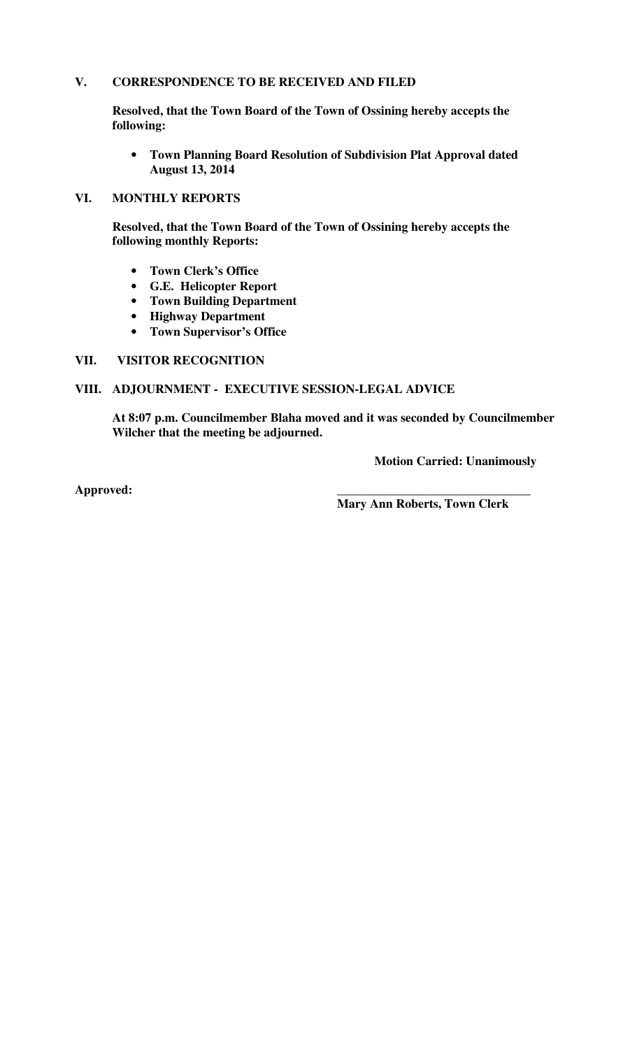## V. CORRESPONDENCE TO BE RECEIVED AND FILED

**Resolved, that the Town Board of the Town of Ossining hereby accepts the following:**

- **Town Planning Board Resolution of Subdivision Plat Approval dated August 13, 2014**

## VI. MONTHLY REPORTS

**Resolved, that the Town Board of the Town of Ossining hereby accepts the following monthly Reports:**

- **Town Clerk's Office**
- **G.E. Helicopter Report**
- **Town Building Department**
- **Highway Department**
- **Town Supervisor's Office**

## VII. VISITOR RECOGNITION

## VIII. ADJOURNMENT - EXECUTIVE SESSION-LEGAL ADVICE

**At 8:07 p.m. Councilmember Blaha moved and it was seconded by Councilmember Wilcher that the meeting be adjourned.**

**Motion Carried: Unanimously**

**Approved:** _______________________________

**Mary Ann Roberts, Town Clerk**